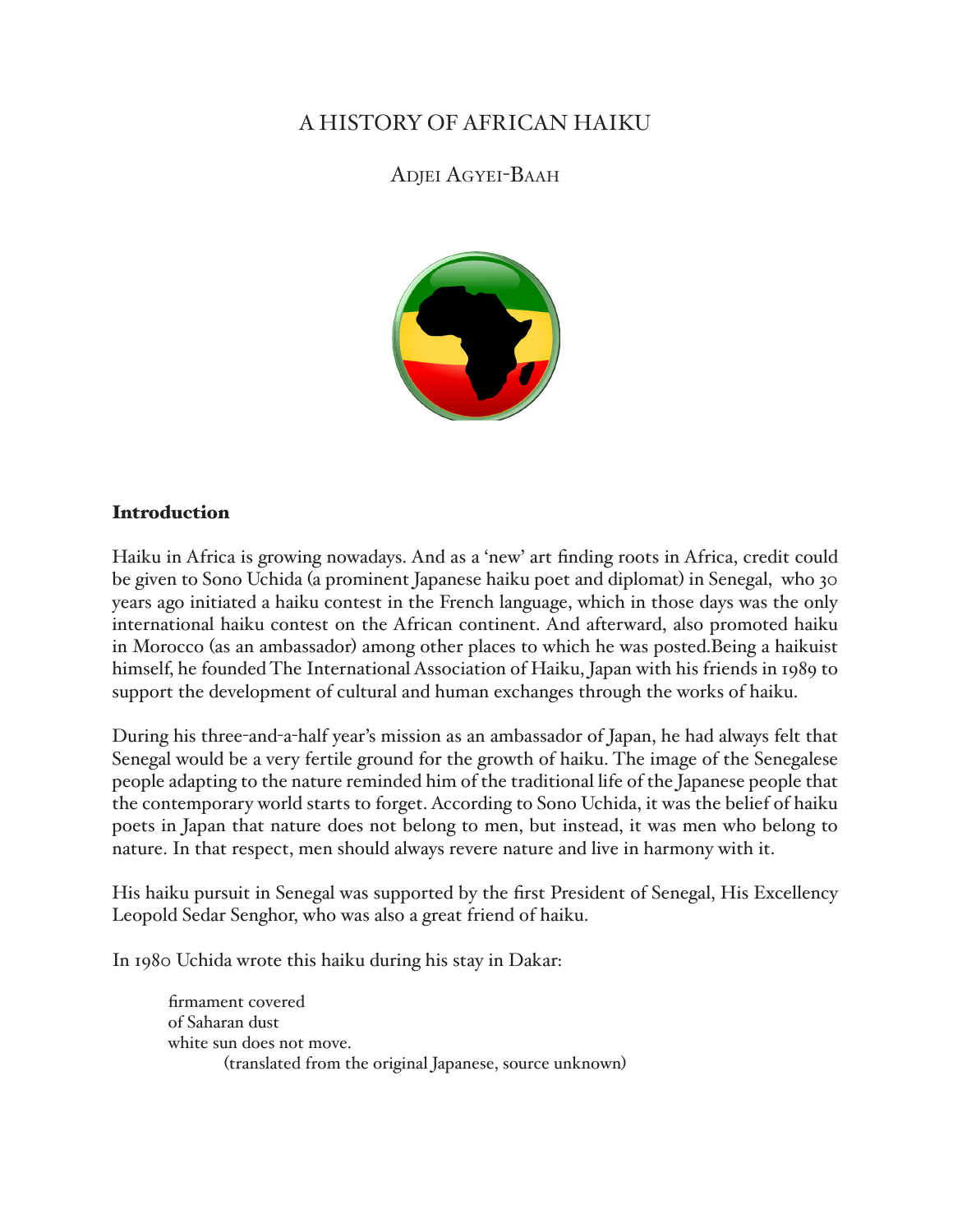# A HISTORY OF AFRICAN HAIKU

## Adjei Agyei-Baah

### Introduction

Haiku in Africa is growing nowadays. And as a 'new' art finding roots in Africa, credit could be given to Sono Uchida (a prominent Japanese haiku poet and diplomat) in Senegal, who 30 years ago initiated a haiku contest in the French language, which in those days was the only international haiku contest on the African continent. And afterward, also promoted haiku in Morocco (as an ambassador) among other places to which he was posted.Being a haikuist himself, he founded The International Association of Haiku, Japan with his friends in 1989 to support the development of cultural and human exchanges through the works of haiku.

During his three-and-a-half year's mission as an ambassador of Japan, he had always felt that Senegal would be a very fertile ground for the growth of haiku. The image of the Senegalese people adapting to the nature reminded him of the traditional life of the Japanese people that the contemporary world starts to forget. According to Sono Uchida, it was the belief of haiku poets in Japan that nature does not belong to men, but instead, it was men who belong to nature. In that respect, men should always revere nature and live in harmony with it.

His haiku pursuit in Senegal was supported by the first President of Senegal, His Excellency Leopold Sedar Senghor, who was also a great friend of haiku.

In 1980 Uchida wrote this haiku during his stay in Dakar:

firmament covered  
of Saharan dust  
white sun does not move.  
(translated from the original Japanese, source unknown)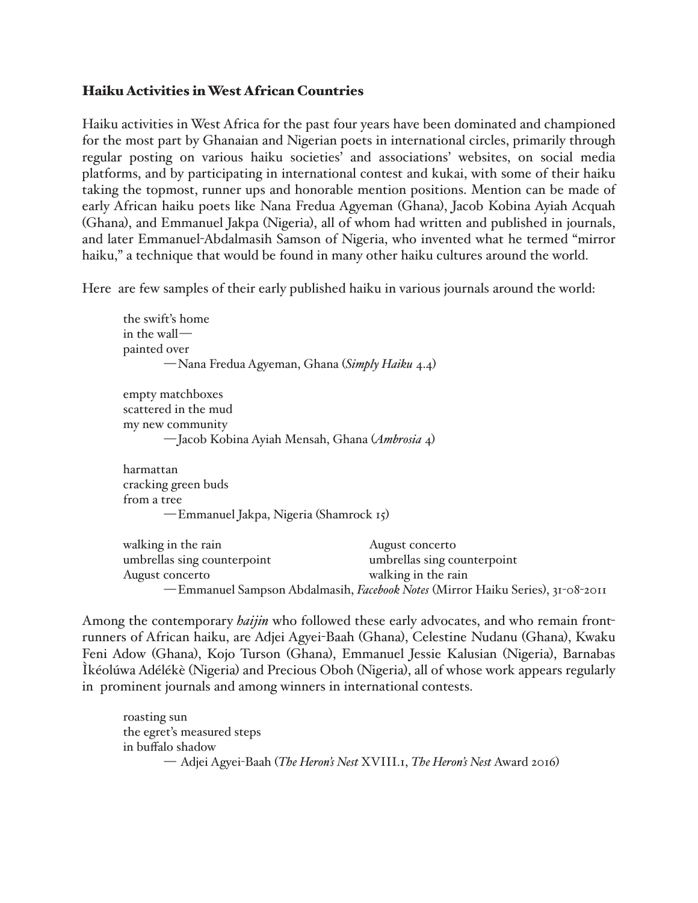### Haiku Activities in West African Countries

Haiku activities in West Africa for the past four years have been dominated and championed for the most part by Ghanaian and Nigerian poets in international circles, primarily through regular posting on various haiku societies' and associations' websites, on social media platforms, and by participating in international contest and kukai, with some of their haiku taking the topmost, runner ups and honorable mention positions. Mention can be made of early African haiku poets like Nana Fredua Agyeman (Ghana), Jacob Kobina Ayiah Acquah (Ghana), and Emmanuel Jakpa (Nigeria), all of whom had written and published in journals, and later Emmanuel-Abdalmasih Samson of Nigeria, who invented what he termed "mirror haiku," a technique that would be found in many other haiku cultures around the world.

Here are few samples of their early published haiku in various journals around the world:

> the swift's home
> in the wall—
> painted over
>
> —Nana Fredua Agyeman, Ghana (*Simply Haiku* 4.4)

> empty matchboxes
> scattered in the mud
> my new community
>
> —Jacob Kobina Ayiah Mensah, Ghana (*Ambrosia* 4)

> harmattan
> cracking green buds
> from a tree
>
> —Emmanuel Jakpa, Nigeria (Shamrock 15)

> walking in the rain
> umbrellas sing counterpoint
> August concerto
>
> August concerto
> umbrellas sing counterpoint
> walking in the rain
>
> —Emmanuel Sampson Abdalmasih, *Facebook Notes* (Mirror Haiku Series), 31-08-2011

Among the contemporary *haijin* who followed these early advocates, and who remain front-runners of African haiku, are Adjei Agyei-Baah (Ghana), Celestine Nudanu (Ghana), Kwaku Feni Adow (Ghana), Kojo Turson (Ghana), Emmanuel Jessie Kalusian (Nigeria), Barnabas Ìkéolúwa Adélékè (Nigeria) and Precious Oboh (Nigeria), all of whose work appears regularly in prominent journals and among winners in international contests.

> roasting sun
> the egret's measured steps
> in buffalo shadow
>
> — Adjei Agyei-Baah (*The Heron's Nest* XVIII.1, *The Heron's Nest* Award 2016)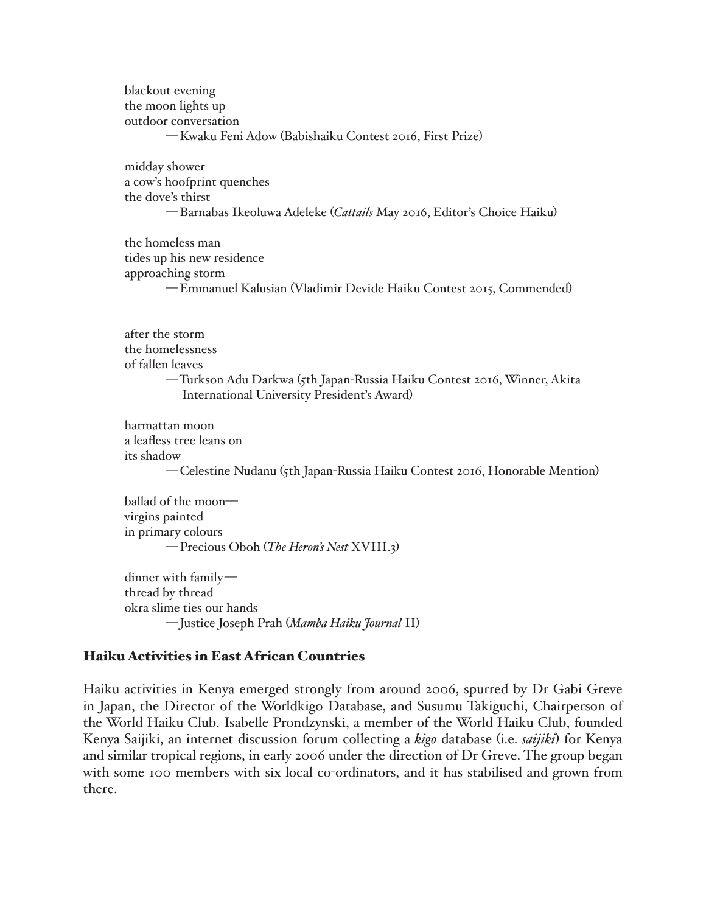blackout evening  
the moon lights up  
outdoor conversation  
—Kwaku Feni Adow (Babishaiku Contest 2016, First Prize)

midday shower  
a cow's hoofprint quenches  
the dove's thirst  
—Barnabas Ikeoluwa Adeleke (*Cattails* May 2016, Editor's Choice Haiku)

the homeless man  
tides up his new residence  
approaching storm  
—Emmanuel Kalusian (Vladimir Devide Haiku Contest 2015, Commended)

after the storm  
the homelessness  
of fallen leaves  
—Turkson Adu Darkwa (5th Japan-Russia Haiku Contest 2016, Winner, Akita International University President's Award)

harmattan moon  
a leafless tree leans on  
its shadow  
—Celestine Nudanu (5th Japan-Russia Haiku Contest 2016, Honorable Mention)

ballad of the moon—  
virgins painted  
in primary colours  
—Precious Oboh (*The Heron's Nest* XVIII.3)

dinner with family—  
thread by thread  
okra slime ties our hands  
—Justice Joseph Prah (*Mamba Haiku Journal* II)

## Haiku Activities in East African Countries

Haiku activities in Kenya emerged strongly from around 2006, spurred by Dr Gabi Greve in Japan, the Director of the Worldkigo Database, and Susumu Takiguchi, Chairperson of the World Haiku Club. Isabelle Prondzynski, a member of the World Haiku Club, founded Kenya Saijiki, an internet discussion forum collecting a *kigo* database (i.e. *saijiki*) for Kenya and similar tropical regions, in early 2006 under the direction of Dr Greve. The group began with some 100 members with six local co-ordinators, and it has stabilised and grown from there.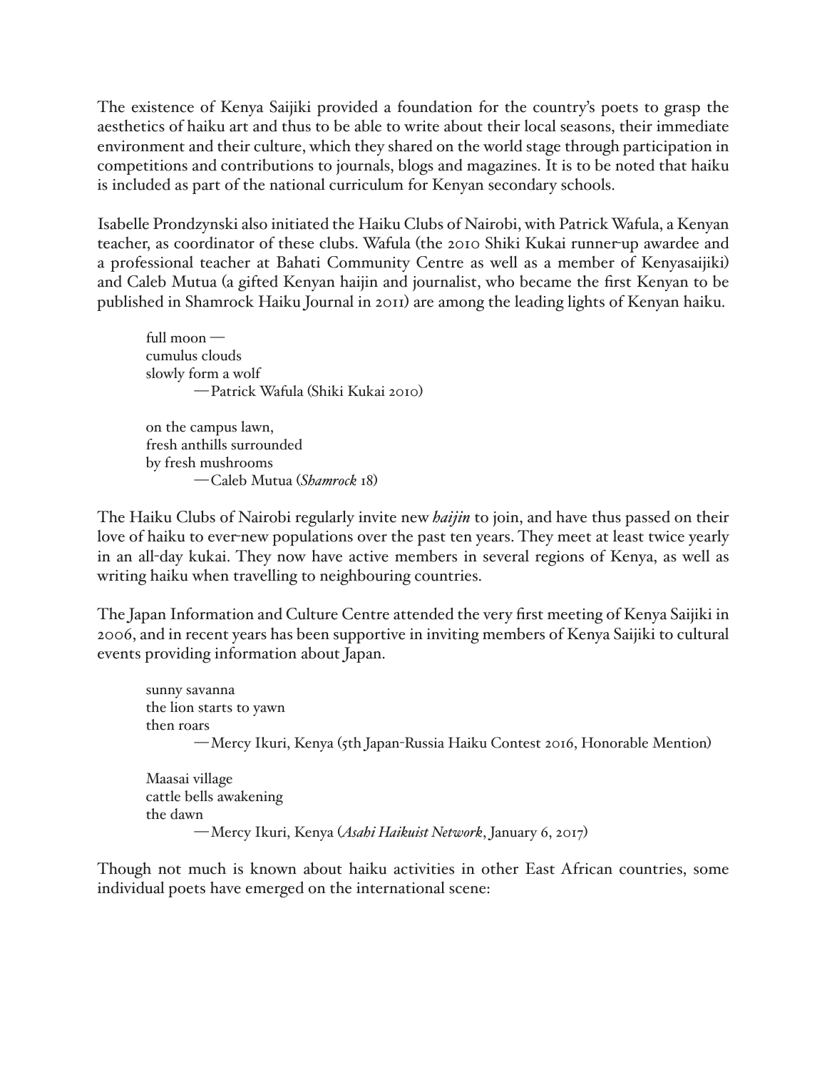The existence of Kenya Saijiki provided a foundation for the country's poets to grasp the aesthetics of haiku art and thus to be able to write about their local seasons, their immediate environment and their culture, which they shared on the world stage through participation in competitions and contributions to journals, blogs and magazines. It is to be noted that haiku is included as part of the national curriculum for Kenyan secondary schools.

Isabelle Prondzynski also initiated the Haiku Clubs of Nairobi, with Patrick Wafula, a Kenyan teacher, as coordinator of these clubs. Wafula (the 2010 Shiki Kukai runner-up awardee and a professional teacher at Bahati Community Centre as well as a member of Kenyasaijiki) and Caleb Mutua (a gifted Kenyan haijin and journalist, who became the first Kenyan to be published in Shamrock Haiku Journal in 2011) are among the leading lights of Kenyan haiku.

> full moon —  
> cumulus clouds  
> slowly form a wolf  
> —Patrick Wafula (Shiki Kukai 2010)

> on the campus lawn,  
> fresh anthills surrounded  
> by fresh mushrooms  
> —Caleb Mutua (*Shamrock* 18)

The Haiku Clubs of Nairobi regularly invite new *haijin* to join, and have thus passed on their love of haiku to ever-new populations over the past ten years. They meet at least twice yearly in an all-day kukai. They now have active members in several regions of Kenya, as well as writing haiku when travelling to neighbouring countries.

The Japan Information and Culture Centre attended the very first meeting of Kenya Saijiki in 2006, and in recent years has been supportive in inviting members of Kenya Saijiki to cultural events providing information about Japan.

> sunny savanna  
> the lion starts to yawn  
> then roars  
> —Mercy Ikuri, Kenya (5th Japan-Russia Haiku Contest 2016, Honorable Mention)

> Maasai village  
> cattle bells awakening  
> the dawn  
> —Mercy Ikuri, Kenya (*Asahi Haikuist Network*, January 6, 2017)

Though not much is known about haiku activities in other East African countries, some individual poets have emerged on the international scene: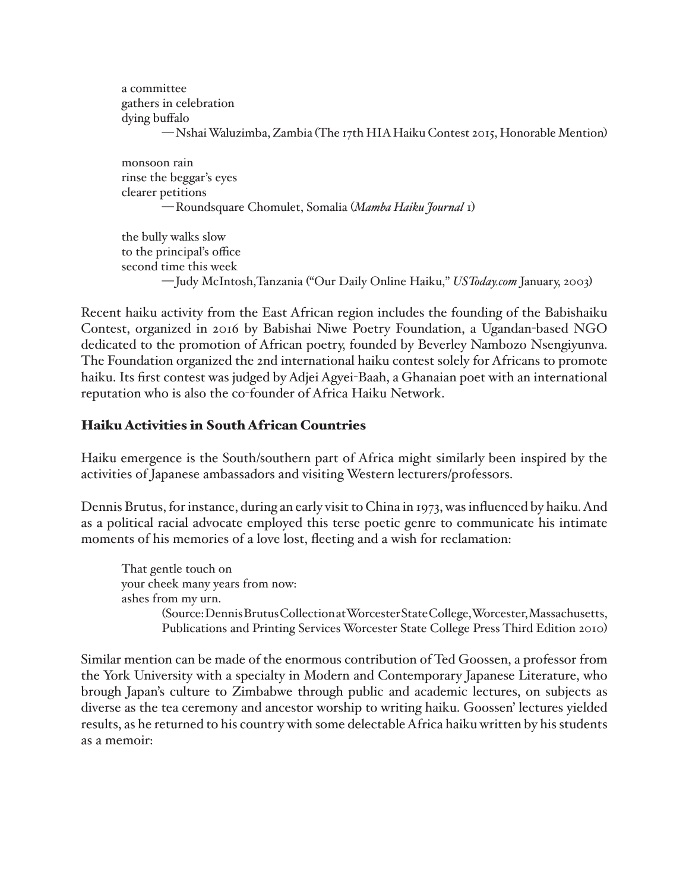a committee  
gathers in celebration  
dying buffalo  
—Nshai Waluzimba, Zambia (The 17th HIA Haiku Contest 2015, Honorable Mention)

monsoon rain  
rinse the beggar's eyes  
clearer petitions  
—Roundsquare Chomulet, Somalia (*Mamba Haiku Journal* 1)

the bully walks slow  
to the principal's office  
second time this week  
—Judy McIntosh, Tanzania ("Our Daily Online Haiku," *USToday.com* January, 2003)

Recent haiku activity from the East African region includes the founding of the Babishaiku Contest, organized in 2016 by Babishai Niwe Poetry Foundation, a Ugandan-based NGO dedicated to the promotion of African poetry, founded by Beverley Nambozo Nsengiyunva. The Foundation organized the 2nd international haiku contest solely for Africans to promote haiku. Its first contest was judged by Adjei Agyei-Baah, a Ghanaian poet with an international reputation who is also the co-founder of Africa Haiku Network.

## Haiku Activities in South African Countries

Haiku emergence is the South/southern part of Africa might similarly been inspired by the activities of Japanese ambassadors and visiting Western lecturers/professors.

Dennis Brutus, for instance, during an early visit to China in 1973, was influenced by haiku. And as a political racial advocate employed this terse poetic genre to communicate his intimate moments of his memories of a love lost, fleeting and a wish for reclamation:

That gentle touch on  
your cheek many years from now:  
ashes from my urn.  
(Source: Dennis Brutus Collection at Worcester State College, Worcester, Massachusetts, Publications and Printing Services Worcester State College Press Third Edition 2010)

Similar mention can be made of the enormous contribution of Ted Goossen, a professor from the York University with a specialty in Modern and Contemporary Japanese Literature, who brough Japan's culture to Zimbabwe through public and academic lectures, on subjects as diverse as the tea ceremony and ancestor worship to writing haiku. Goossen' lectures yielded results, as he returned to his country with some delectable Africa haiku written by his students as a memoir: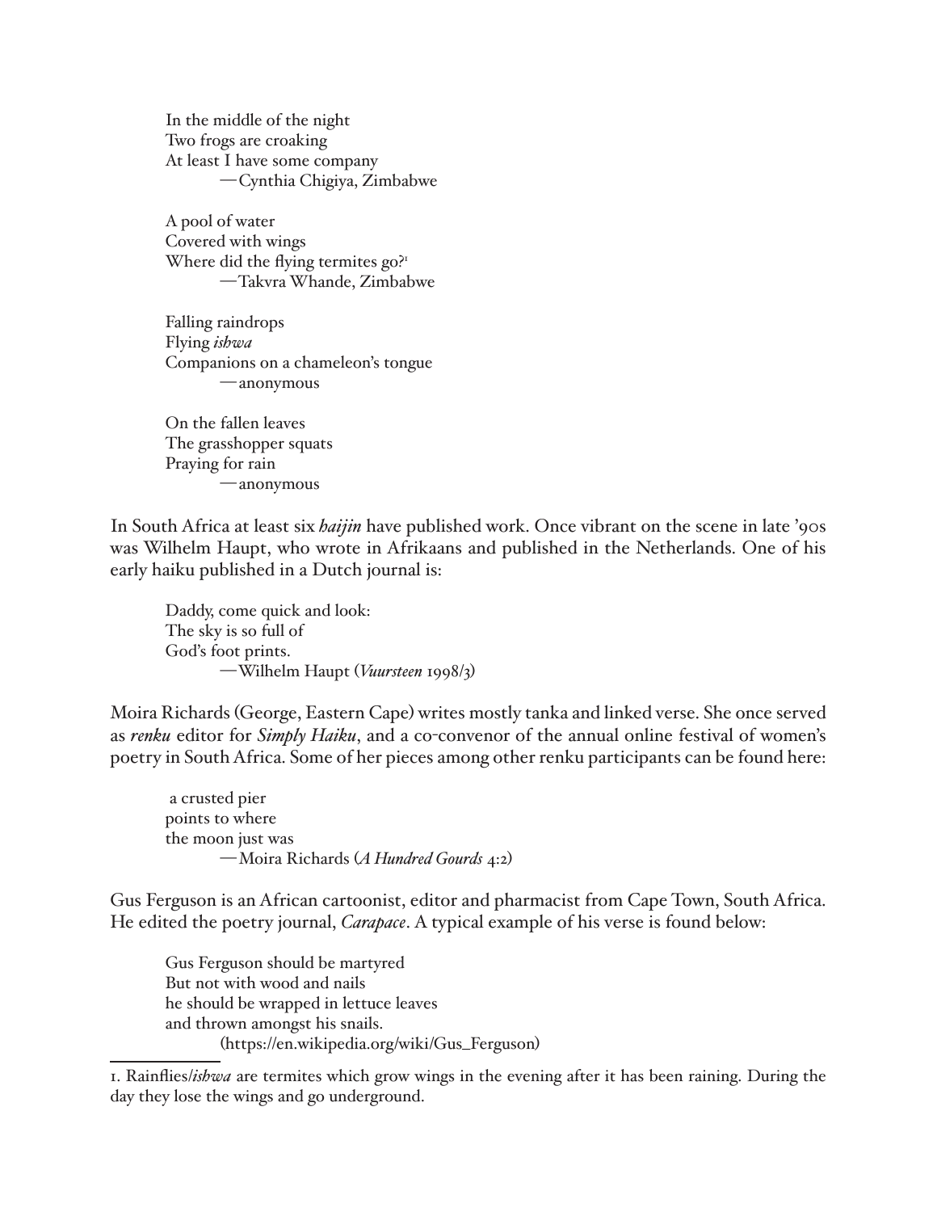In the middle of the night  
Two frogs are croaking  
At least I have some company  
—Cynthia Chigiya, Zimbabwe

A pool of water  
Covered with wings  
Where did the flying termites go?[1]  
—Takvra Whande, Zimbabwe

Falling raindrops  
Flying *ishwa*  
Companions on a chameleon's tongue  
—anonymous

On the fallen leaves  
The grasshopper squats  
Praying for rain  
—anonymous

In South Africa at least six *haijin* have published work. Once vibrant on the scene in late '90s was Wilhelm Haupt, who wrote in Afrikaans and published in the Netherlands. One of his early haiku published in a Dutch journal is:

Daddy, come quick and look:  
The sky is so full of  
God's foot prints.  
—Wilhelm Haupt (*Vuursteen* 1998/3)

Moira Richards (George, Eastern Cape) writes mostly tanka and linked verse. She once served as *renku* editor for *Simply Haiku*, and a co-convenor of the annual online festival of women's poetry in South Africa. Some of her pieces among other renku participants can be found here:

a crusted pier  
points to where  
the moon just was  
—Moira Richards (*A Hundred Gourds* 4:2)

Gus Ferguson is an African cartoonist, editor and pharmacist from Cape Town, South Africa. He edited the poetry journal, *Carapace*. A typical example of his verse is found below:

Gus Ferguson should be martyred  
But not with wood and nails  
he should be wrapped in lettuce leaves  
and thrown amongst his snails.  
(https://en.wikipedia.org/wiki/Gus_Ferguson)

---

1. Rainflies/*ishwa* are termites which grow wings in the evening after it has been raining. During the day they lose the wings and go underground.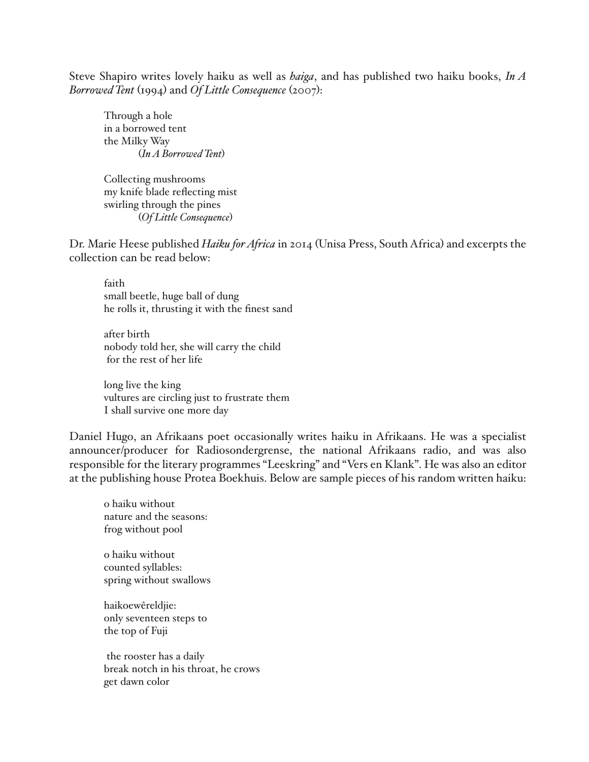Steve Shapiro writes lovely haiku as well as *haiga*, and has published two haiku books, *In A Borrowed Tent* (1994) and *Of Little Consequence* (2007):

> Through a hole  
> in a borrowed tent  
> the Milky Way  
> (*In A Borrowed Tent*)
>
> Collecting mushrooms  
> my knife blade reflecting mist  
> swirling through the pines  
> (*Of Little Consequence*)

Dr. Marie Heese published *Haiku for Africa* in 2014 (Unisa Press, South Africa) and excerpts the collection can be read below:

> faith  
> small beetle, huge ball of dung  
> he rolls it, thrusting it with the finest sand
>
> after birth  
> nobody told her, she will carry the child  
> for the rest of her life
>
> long live the king  
> vultures are circling just to frustrate them  
> I shall survive one more day

Daniel Hugo, an Afrikaans poet occasionally writes haiku in Afrikaans. He was a specialist announcer/producer for Radiosondergrense, the national Afrikaans radio, and was also responsible for the literary programmes "Leeskring" and "Vers en Klank". He was also an editor at the publishing house Protea Boekhuis. Below are sample pieces of his random written haiku:

> o haiku without  
> nature and the seasons:  
> frog without pool
>
> o haiku without  
> counted syllables:  
> spring without swallows
>
> haikoewêreldjie:  
> only seventeen steps to  
> the top of Fuji
>
> the rooster has a daily  
> break notch in his throat, he crows  
> get dawn color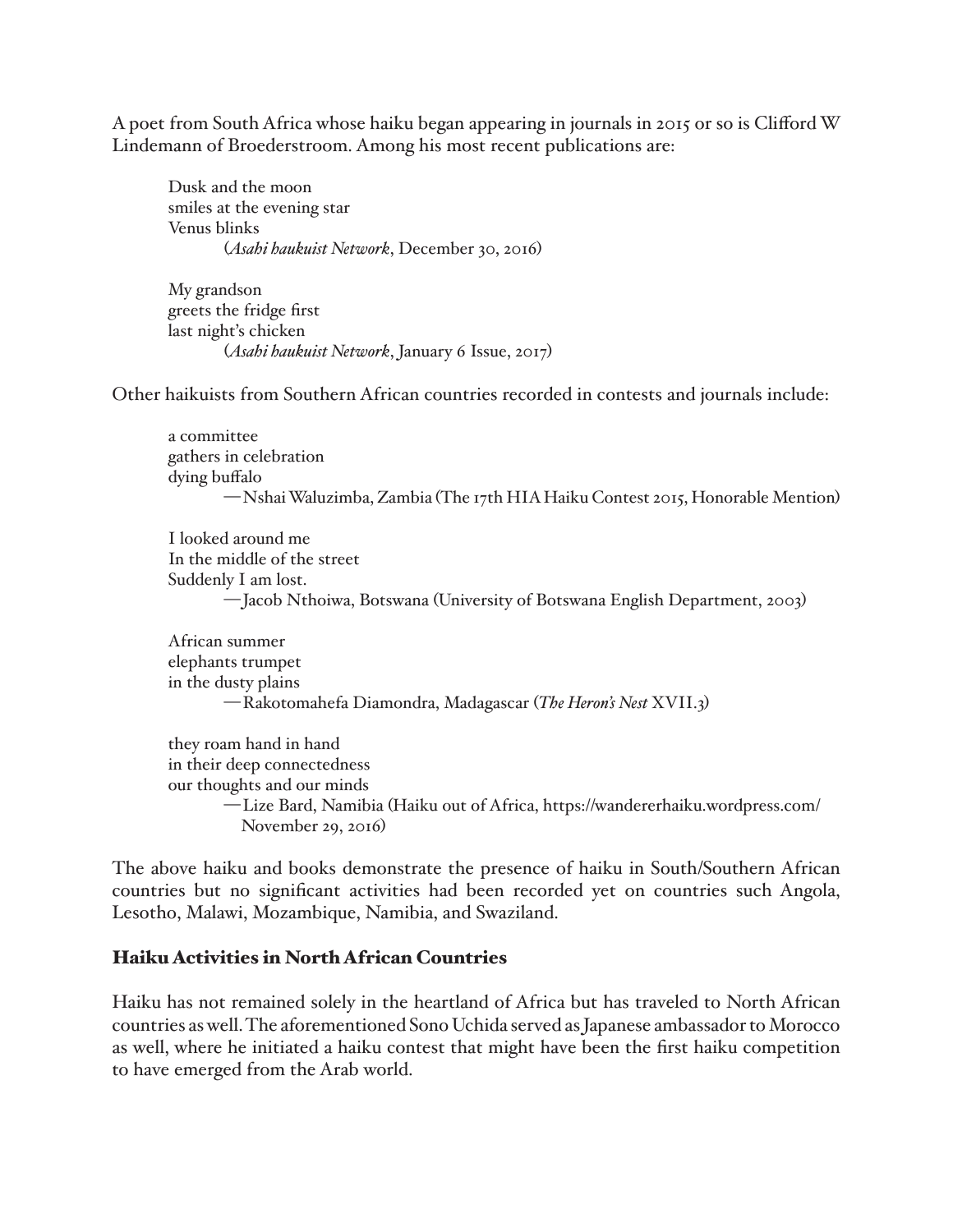A poet from South Africa whose haiku began appearing in journals in 2015 or so is Clifford W Lindemann of Broederstroom. Among his most recent publications are:

> Dusk and the moon  
> smiles at the evening star  
> Venus blinks  
> (*Asahi haukuist Network*, December 30, 2016)

> My grandson  
> greets the fridge first  
> last night's chicken  
> (*Asahi haukuist Network*, January 6 Issue, 2017)

Other haikuists from Southern African countries recorded in contests and journals include:

> a committee  
> gathers in celebration  
> dying buffalo  
> —Nshai Waluzimba, Zambia (The 17th HIA Haiku Contest 2015, Honorable Mention)

> I looked around me  
> In the middle of the street  
> Suddenly I am lost.  
> —Jacob Nthoiwa, Botswana (University of Botswana English Department, 2003)

> African summer  
> elephants trumpet  
> in the dusty plains  
> —Rakotomahefa Diamondra, Madagascar (*The Heron's Nest* XVII.3)

> they roam hand in hand  
> in their deep connectedness  
> our thoughts and our minds  
> —Lize Bard, Namibia (Haiku out of Africa, https://wandererhaiku.wordpress.com/ November 29, 2016)

The above haiku and books demonstrate the presence of haiku in South/Southern African countries but no significant activities had been recorded yet on countries such Angola, Lesotho, Malawi, Mozambique, Namibia, and Swaziland.

### Haiku Activities in North African Countries

Haiku has not remained solely in the heartland of Africa but has traveled to North African countries as well. The aforementioned Sono Uchida served as Japanese ambassador to Morocco as well, where he initiated a haiku contest that might have been the first haiku competition to have emerged from the Arab world.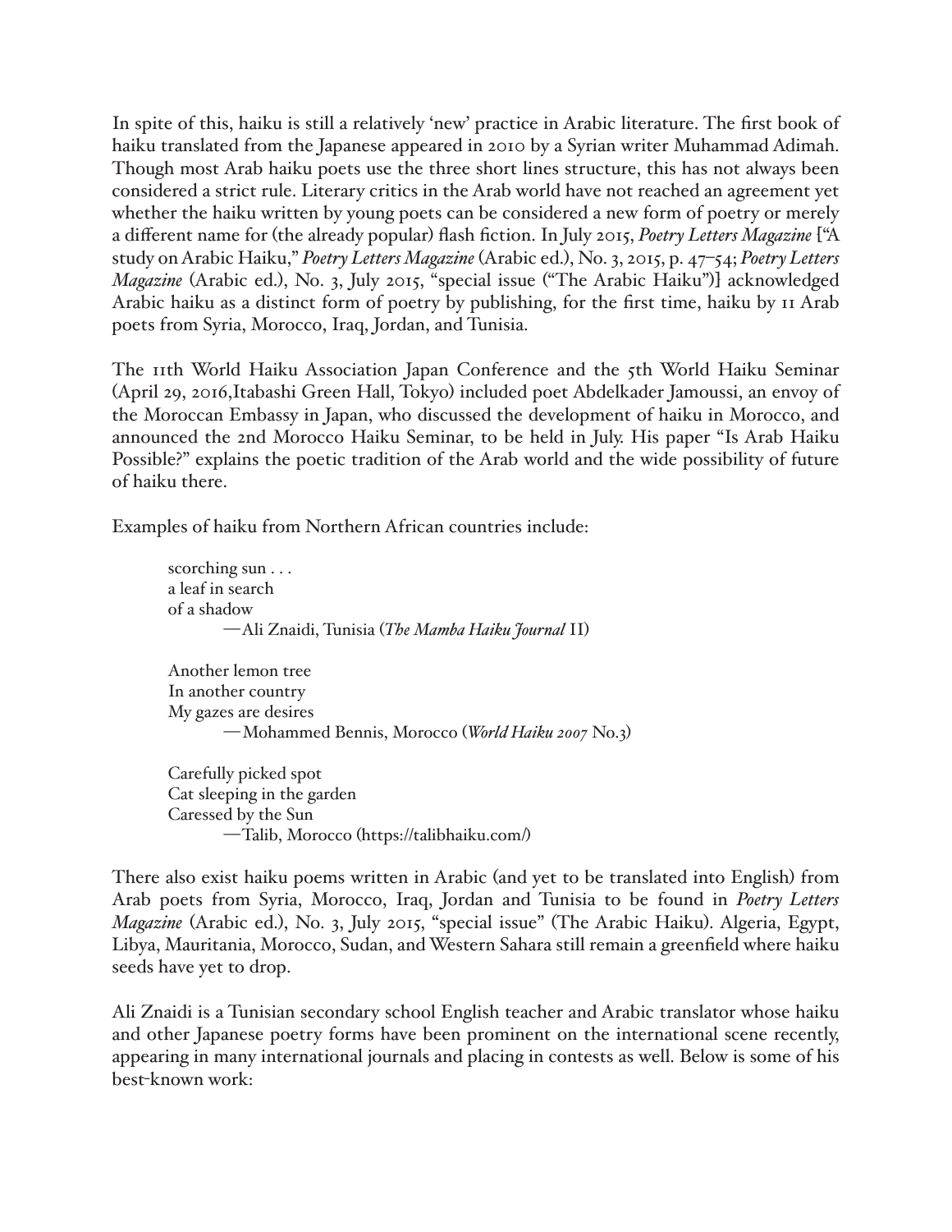In spite of this, haiku is still a relatively 'new' practice in Arabic literature. The first book of haiku translated from the Japanese appeared in 2010 by a Syrian writer Muhammad Adimah. Though most Arab haiku poets use the three short lines structure, this has not always been considered a strict rule. Literary critics in the Arab world have not reached an agreement yet whether the haiku written by young poets can be considered a new form of poetry or merely a different name for (the already popular) flash fiction. In July 2015, *Poetry Letters Magazine* ["A study on Arabic Haiku," *Poetry Letters Magazine* (Arabic ed.), No. 3, 2015, p. 47–54; *Poetry Letters Magazine* (Arabic ed.), No. 3, July 2015, "special issue ("The Arabic Haiku")] acknowledged Arabic haiku as a distinct form of poetry by publishing, for the first time, haiku by 11 Arab poets from Syria, Morocco, Iraq, Jordan, and Tunisia.

The 11th World Haiku Association Japan Conference and the 5th World Haiku Seminar (April 29, 2016,Itabashi Green Hall, Tokyo) included poet Abdelkader Jamoussi, an envoy of the Moroccan Embassy in Japan, who discussed the development of haiku in Morocco, and announced the 2nd Morocco Haiku Seminar, to be held in July. His paper "Is Arab Haiku Possible?" explains the poetic tradition of the Arab world and the wide possibility of future of haiku there.

Examples of haiku from Northern African countries include:

> scorching sun . . .
> a leaf in search
> of a shadow
> —Ali Znaidi, Tunisia (*The Mamba Haiku Journal* II)

> Another lemon tree
> In another country
> My gazes are desires
> —Mohammed Bennis, Morocco (*World Haiku 2007* No.3)

> Carefully picked spot
> Cat sleeping in the garden
> Caressed by the Sun
> —Talib, Morocco (https://talibhaiku.com/)

There also exist haiku poems written in Arabic (and yet to be translated into English) from Arab poets from Syria, Morocco, Iraq, Jordan and Tunisia to be found in *Poetry Letters Magazine* (Arabic ed.), No. 3, July 2015, "special issue" (The Arabic Haiku). Algeria, Egypt, Libya, Mauritania, Morocco, Sudan, and Western Sahara still remain a greenfield where haiku seeds have yet to drop.

Ali Znaidi is a Tunisian secondary school English teacher and Arabic translator whose haiku and other Japanese poetry forms have been prominent on the international scene recently, appearing in many international journals and placing in contests as well. Below is some of his best-known work: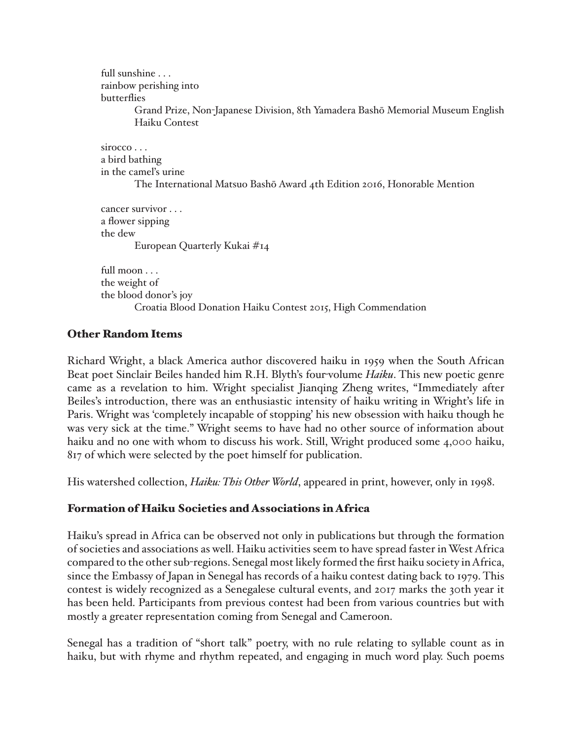full sunshine . . .  
rainbow perishing into  
butterflies

Grand Prize, Non-Japanese Division, 8th Yamadera Bashō Memorial Museum English Haiku Contest

sirocco . . .  
a bird bathing  
in the camel's urine

The International Matsuo Bashō Award 4th Edition 2016, Honorable Mention

cancer survivor . . .  
a flower sipping  
the dew

European Quarterly Kukai #14

full moon . . .  
the weight of  
the blood donor's joy

Croatia Blood Donation Haiku Contest 2015, High Commendation

## Other Random Items

Richard Wright, a black America author discovered haiku in 1959 when the South African Beat poet Sinclair Beiles handed him R.H. Blyth's four-volume *Haiku*. This new poetic genre came as a revelation to him. Wright specialist Jianqing Zheng writes, "Immediately after Beiles's introduction, there was an enthusiastic intensity of haiku writing in Wright's life in Paris. Wright was 'completely incapable of stopping' his new obsession with haiku though he was very sick at the time." Wright seems to have had no other source of information about haiku and no one with whom to discuss his work. Still, Wright produced some 4,000 haiku, 817 of which were selected by the poet himself for publication.

His watershed collection, *Haiku: This Other World*, appeared in print, however, only in 1998.

## Formation of Haiku Societies and Associations in Africa

Haiku's spread in Africa can be observed not only in publications but through the formation of societies and associations as well. Haiku activities seem to have spread faster in West Africa compared to the other sub-regions. Senegal most likely formed the first haiku society in Africa, since the Embassy of Japan in Senegal has records of a haiku contest dating back to 1979. This contest is widely recognized as a Senegalese cultural events, and 2017 marks the 30th year it has been held. Participants from previous contest had been from various countries but with mostly a greater representation coming from Senegal and Cameroon.

Senegal has a tradition of "short talk" poetry, with no rule relating to syllable count as in haiku, but with rhyme and rhythm repeated, and engaging in much word play. Such poems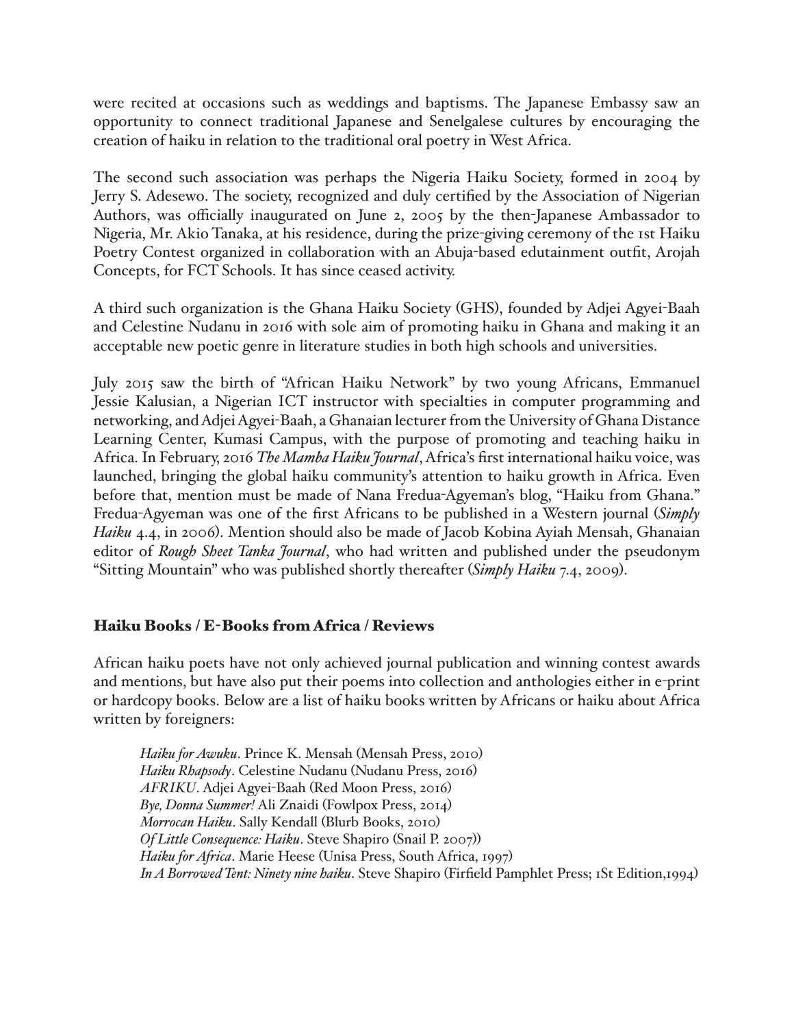were recited at occasions such as weddings and baptisms. The Japanese Embassy saw an opportunity to connect traditional Japanese and Senelgalese cultures by encouraging the creation of haiku in relation to the traditional oral poetry in West Africa.

The second such association was perhaps the Nigeria Haiku Society, formed in 2004 by Jerry S. Adesewo. The society, recognized and duly certified by the Association of Nigerian Authors, was officially inaugurated on June 2, 2005 by the then-Japanese Ambassador to Nigeria, Mr. Akio Tanaka, at his residence, during the prize-giving ceremony of the 1st Haiku Poetry Contest organized in collaboration with an Abuja-based edutainment outfit, Arojah Concepts, for FCT Schools. It has since ceased activity.

A third such organization is the Ghana Haiku Society (GHS), founded by Adjei Agyei-Baah and Celestine Nudanu in 2016 with sole aim of promoting haiku in Ghana and making it an acceptable new poetic genre in literature studies in both high schools and universities.

July 2015 saw the birth of "African Haiku Network" by two young Africans, Emmanuel Jessie Kalusian, a Nigerian ICT instructor with specialties in computer programming and networking, and Adjei Agyei-Baah, a Ghanaian lecturer from the University of Ghana Distance Learning Center, Kumasi Campus, with the purpose of promoting and teaching haiku in Africa. In February, 2016 *The Mamba Haiku Journal*, Africa's first international haiku voice, was launched, bringing the global haiku community's attention to haiku growth in Africa. Even before that, mention must be made of Nana Fredua-Agyeman's blog, "Haiku from Ghana." Fredua-Agyeman was one of the first Africans to be published in a Western journal (*Simply Haiku* 4.4, in 2006). Mention should also be made of Jacob Kobina Ayiah Mensah, Ghanaian editor of *Rough Sheet Tanka Journal*, who had written and published under the pseudonym "Sitting Mountain" who was published shortly thereafter (*Simply Haiku* 7.4, 2009).

## Haiku Books / E-Books from Africa / Reviews

African haiku poets have not only achieved journal publication and winning contest awards and mentions, but have also put their poems into collection and anthologies either in e-print or hardcopy books. Below are a list of haiku books written by Africans or haiku about Africa written by foreigners:

*Haiku for Awuku*. Prince K. Mensah (Mensah Press, 2010)
*Haiku Rhapsody*. Celestine Nudanu (Nudanu Press, 2016)
*AFRIKU*. Adjei Agyei-Baah (Red Moon Press, 2016)
*Bye, Donna Summer!* Ali Znaidi (Fowlpox Press, 2014)
*Morrocan Haiku*. Sally Kendall (Blurb Books, 2010)
*Of Little Consequence: Haiku*. Steve Shapiro (Snail P. 2007))
*Haiku for Africa*. Marie Heese (Unisa Press, South Africa, 1997)
*In A Borrowed Tent: Ninety nine haiku*. Steve Shapiro (Firfield Pamphlet Press; 1St Edition,1994)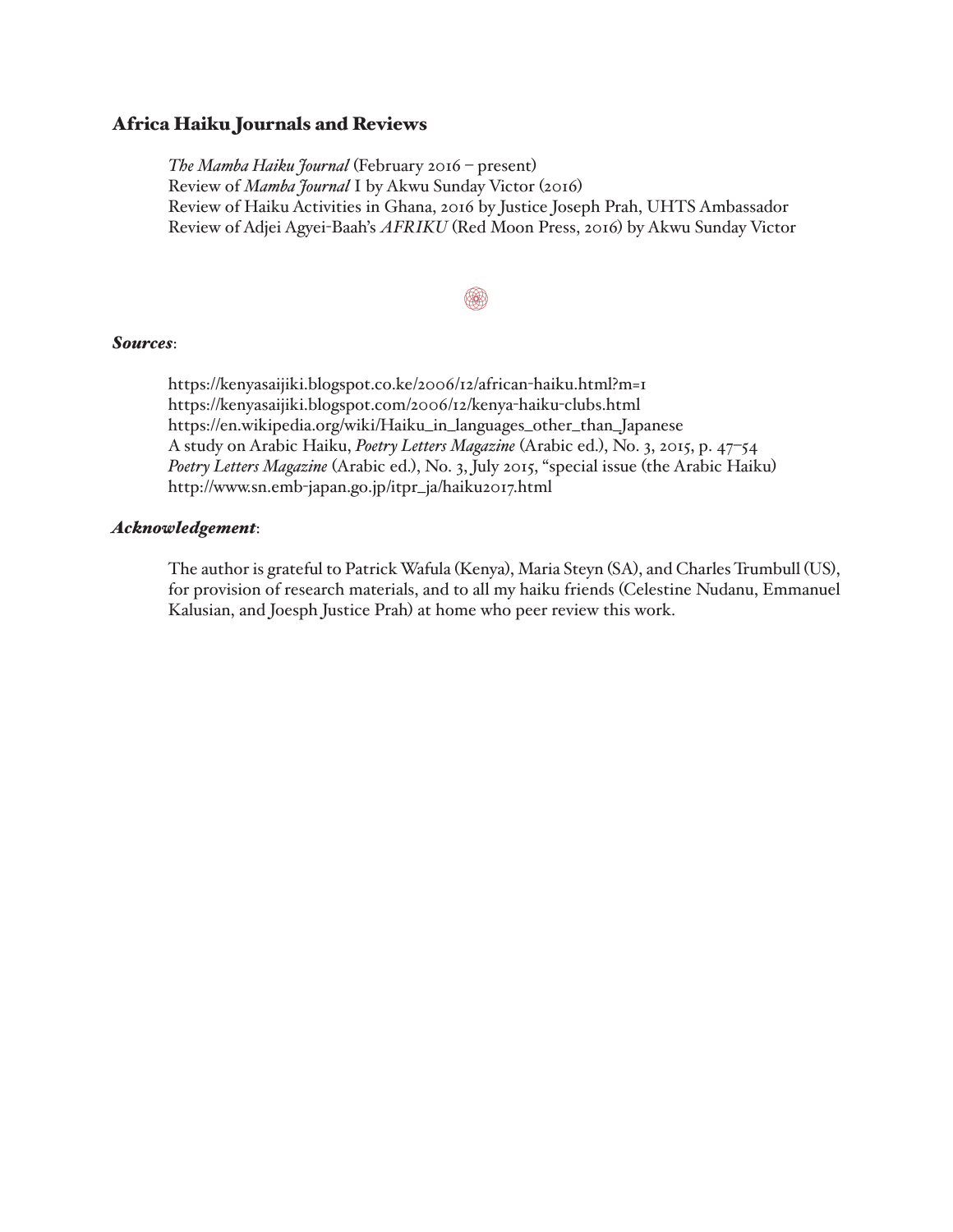## Africa Haiku Journals and Reviews

*The Mamba Haiku Journal* (February 2016 – present)
Review of *Mamba Journal* I by Akwu Sunday Victor (2016)
Review of Haiku Activities in Ghana, 2016 by Justice Joseph Prah, UHTS Ambassador
Review of Adjei Agyei-Baah's *AFRIKU* (Red Moon Press, 2016) by Akwu Sunday Victor

***Sources***:

https://kenyasaijiki.blogspot.co.ke/2006/12/african-haiku.html?m=1
https://kenyasaijiki.blogspot.com/2006/12/kenya-haiku-clubs.html
https://en.wikipedia.org/wiki/Haiku_in_languages_other_than_Japanese
A study on Arabic Haiku, *Poetry Letters Magazine* (Arabic ed.), No. 3, 2015, p. 47–54
*Poetry Letters Magazine* (Arabic ed.), No. 3, July 2015, "special issue (the Arabic Haiku)
http://www.sn.emb-japan.go.jp/itpr_ja/haiku2017.html

***Acknowledgement***:

The author is grateful to Patrick Wafula (Kenya), Maria Steyn (SA), and Charles Trumbull (US), for provision of research materials, and to all my haiku friends (Celestine Nudanu, Emmanuel Kalusian, and Joesph Justice Prah) at home who peer review this work.